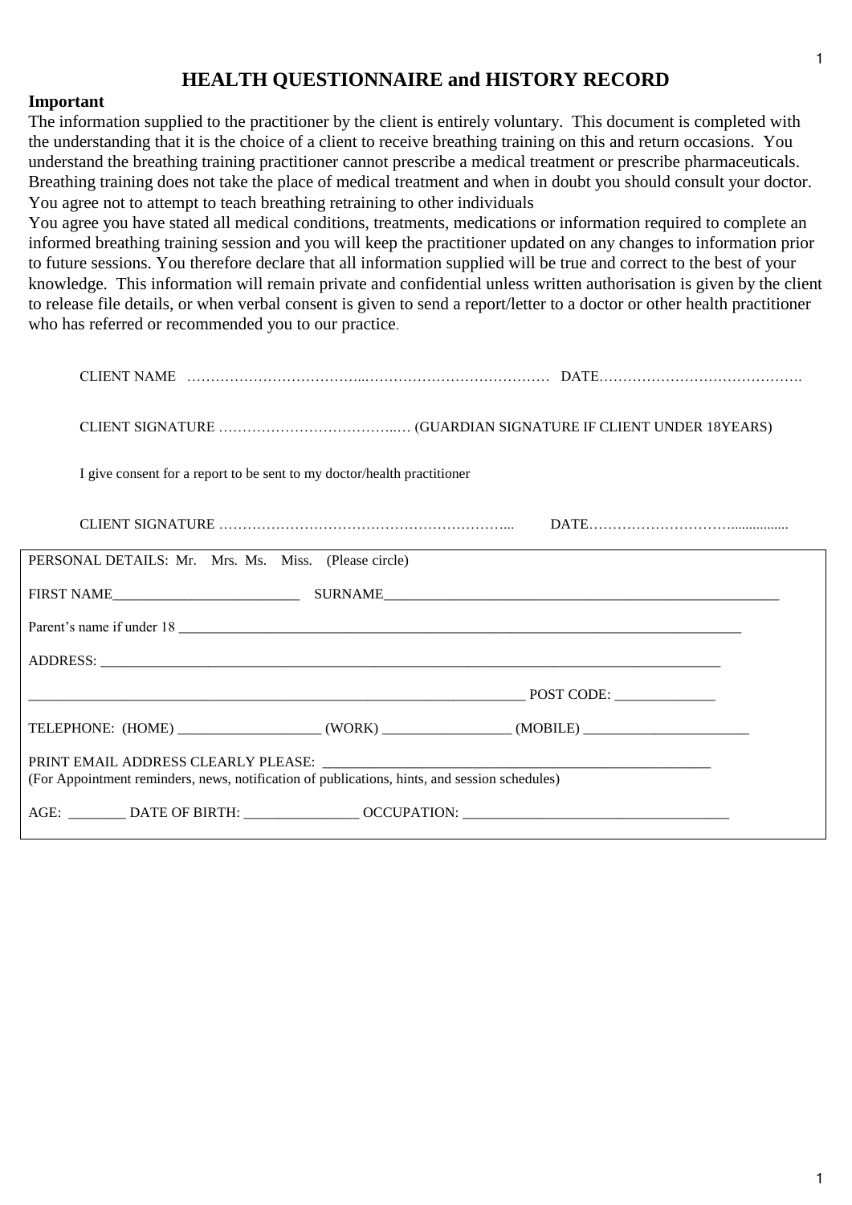# HEALTH QUESTIONNAIRE and HISTORY RECORD

**Important**

The information supplied to the practitioner by the client is entirely voluntary. This document is completed with the understanding that it is the choice of a client to receive breathing training on this and return occasions. You understand the breathing training practitioner cannot prescribe a medical treatment or prescribe pharmaceuticals. Breathing training does not take the place of medical treatment and when in doubt you should consult your doctor. You agree not to attempt to teach breathing retraining to other individuals

You agree you have stated all medical conditions, treatments, medications or information required to complete an informed breathing training session and you will keep the practitioner updated on any changes to information prior to future sessions. You therefore declare that all information supplied will be true and correct to the best of your knowledge. This information will remain private and confidential unless written authorisation is given by the client to release file details, or when verbal consent is given to send a report/letter to a doctor or other health practitioner who has referred or recommended you to our practice.

CLIENT NAME ……………………………….………………………………… DATE…………………………………….

CLIENT SIGNATURE ……………………………..… (GUARDIAN SIGNATURE IF CLIENT UNDER 18YEARS)

I give consent for a report to be sent to my doctor/health practitioner

CLIENT SIGNATURE ……………………………………………………... DATE………………………….............

PERSONAL DETAILS: Mr. Mrs. Ms. Miss. (Please circle)

FIRST NAME__________________________ SURNAME_________________________________________________________

Parent's name if under 18 ________________________________________________________________________________

ADDRESS: ______________________________________________________________________________________________

_______________________________________________________________________ POST CODE: ______________

TELEPHONE: (HOME) ____________________ (WORK) __________________ (MOBILE) _______________________

PRINT EMAIL ADDRESS CLEARLY PLEASE: ________________________________________________________

(For Appointment reminders, news, notification of publications, hints, and session schedules)

AGE: ________ DATE OF BIRTH: ________________ OCCUPATION: ____________________________________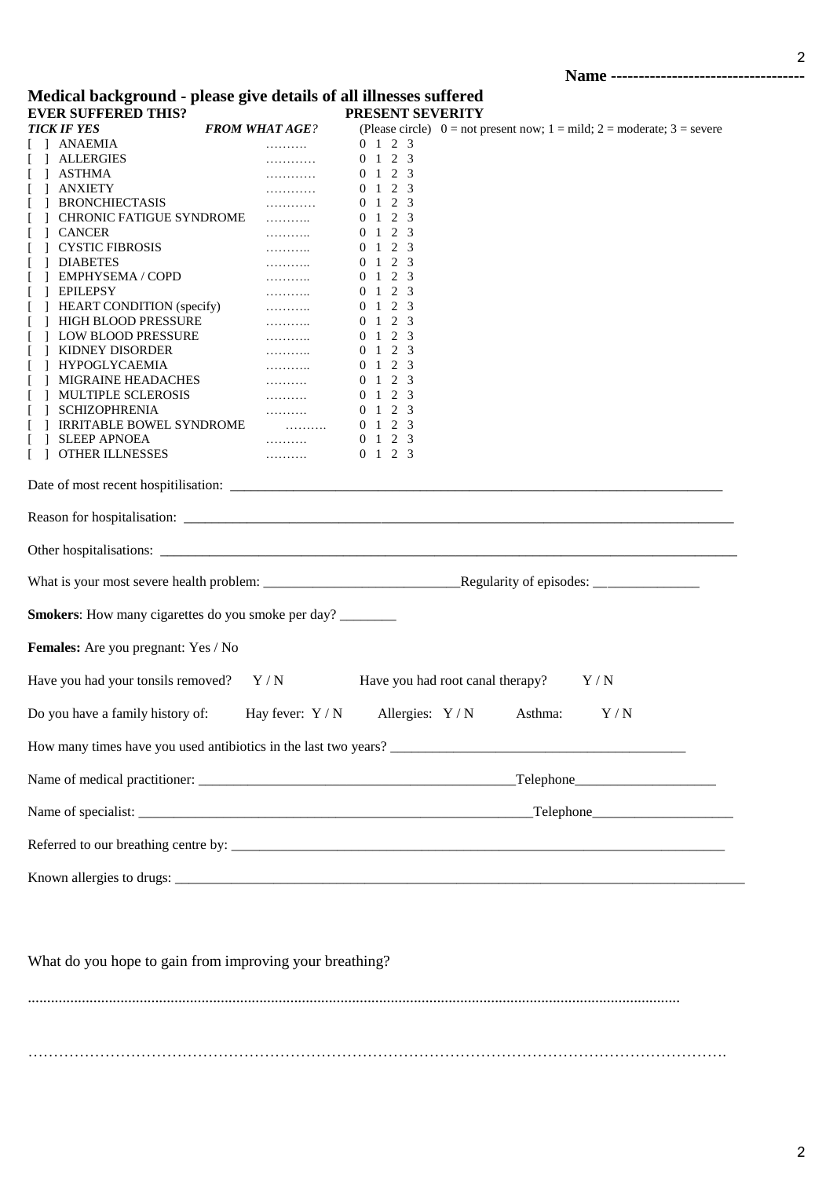**Name ----------------------------------**

## Medical background - please give details of all illnesses suffered

| EVER SUFFERED THIS? *TICK IF YES* | *FROM WHAT AGE?* | PRESENT SEVERITY (Please circle) 0 = not present now; 1 = mild; 2 = moderate; 3 = severe |
|---|---|---|
| [ ] ANAEMIA | ………. | 0 1 2 3 |
| [ ] ALLERGIES | ………… | 0 1 2 3 |
| [ ] ASTHMA | ………… | 0 1 2 3 |
| [ ] ANXIETY | ………… | 0 1 2 3 |
| [ ] BRONCHIECTASIS | ………… | 0 1 2 3 |
| [ ] CHRONIC FATIGUE SYNDROME | ……….. | 0 1 2 3 |
| [ ] CANCER | ……….. | 0 1 2 3 |
| [ ] CYSTIC FIBROSIS | ……….. | 0 1 2 3 |
| [ ] DIABETES | ……….. | 0 1 2 3 |
| [ ] EMPHYSEMA / COPD | ……….. | 0 1 2 3 |
| [ ] EPILEPSY | ……….. | 0 1 2 3 |
| [ ] HEART CONDITION (specify) | ……….. | 0 1 2 3 |
| [ ] HIGH BLOOD PRESSURE | ……….. | 0 1 2 3 |
| [ ] LOW BLOOD PRESSURE | ……….. | 0 1 2 3 |
| [ ] KIDNEY DISORDER | ……….. | 0 1 2 3 |
| [ ] HYPOGLYCAEMIA | ……….. | 0 1 2 3 |
| [ ] MIGRAINE HEADACHES | ………. | 0 1 2 3 |
| [ ] MULTIPLE SCLEROSIS | ………. | 0 1 2 3 |
| [ ] SCHIZOPHRENIA | ………. | 0 1 2 3 |
| [ ] IRRITABLE BOWEL SYNDROME | ………. | 0 1 2 3 |
| [ ] SLEEP APNOEA | ………. | 0 1 2 3 |
| [ ] OTHER ILLNESSES | ………. | 0 1 2 3 |

Date of most recent hospitilisation: ________________________________________________________________________

Reason for hospitalisation: ________________________________________________________________________________

Other hospitalisations: ___________________________________________________________________________________

What is your most severe health problem: ____________________________Regularity of episodes: _______________

**Smokers**: How many cigarettes do you smoke per day? ________

**Females:** Are you pregnant: Yes / No

Have you had your tonsils removed? Y / N Have you had root canal therapy? Y / N

Do you have a family history of: Hay fever: Y / N Allergies: Y / N Asthma: Y / N

How many times have you used antibiotics in the last two years? __________________________________________

Name of medical practitioner: _____________________________________________Telephone____________________

Name of specialist: _________________________________________________________Telephone____________________

Referred to our breathing centre by: __________________________________________________________________________

Known allergies to drugs: _____________________________________________________________________________________

What do you hope to gain from improving your breathing?

..........................................................................................................................................................................

……………………………………………………………………………………………………………………….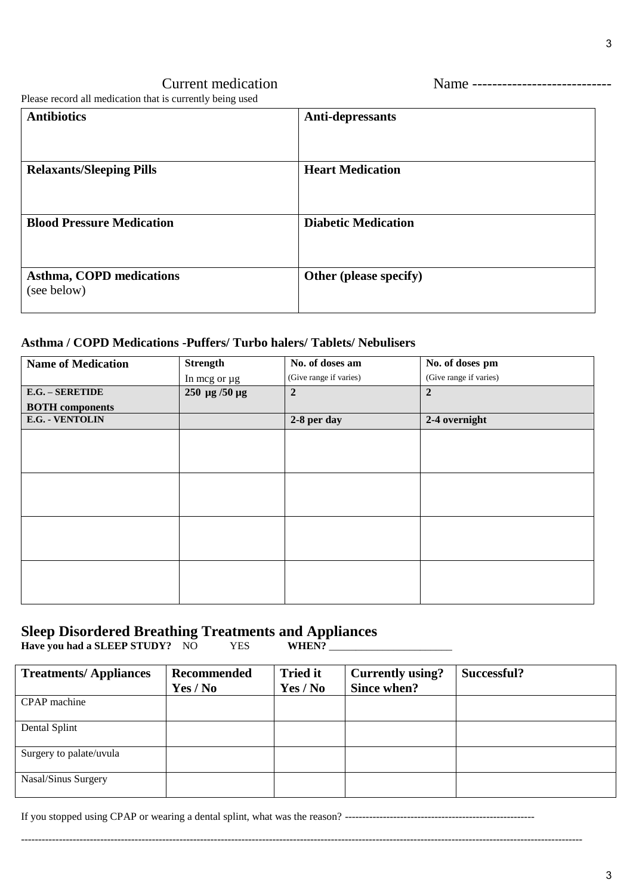## Current medication

Name ---------------------------

Please record all medication that is currently being used

| **Antibiotics** | **Anti-depressants** |
|---|---|
| **Relaxants/Sleeping Pills** | **Heart Medication** |
| **Blood Pressure Medication** | **Diabetic Medication** |
| **Asthma, COPD medications** (see below) | **Other (please specify)** |

### Asthma / COPD Medications -Puffers/ Turbo halers/ Tablets/ Nebulisers

| **Name of Medication** | **Strength** In mcg or µg | **No. of doses am** (Give range if varies) | **No. of doses pm** (Give range if varies) |
|---|---|---|---|
| **E.G. – SERETIDE BOTH components** | **250 µg /50 µg** | **2** | **2** |
| **E.G. - VENTOLIN** | | **2-8 per day** | **2-4 overnight** |
| | | | |
| | | | |
| | | | |
| | | | |

## Sleep Disordered Breathing Treatments and Appliances

**Have you had a SLEEP STUDY?** NO YES **WHEN?** ______________________

| **Treatments/ Appliances** | **Recommended Yes / No** | **Tried it Yes / No** | **Currently using? Since when?** | **Successful?** |
|---|---|---|---|---|
| CPAP machine | | | | |
| Dental Splint | | | | |
| Surgery to palate/uvula | | | | |
| Nasal/Sinus Surgery | | | | |

If you stopped using CPAP or wearing a dental splint, what was the reason? -------------------------------------------------------

------------------------------------------------------------------------------------------------------------------------------------------------------------------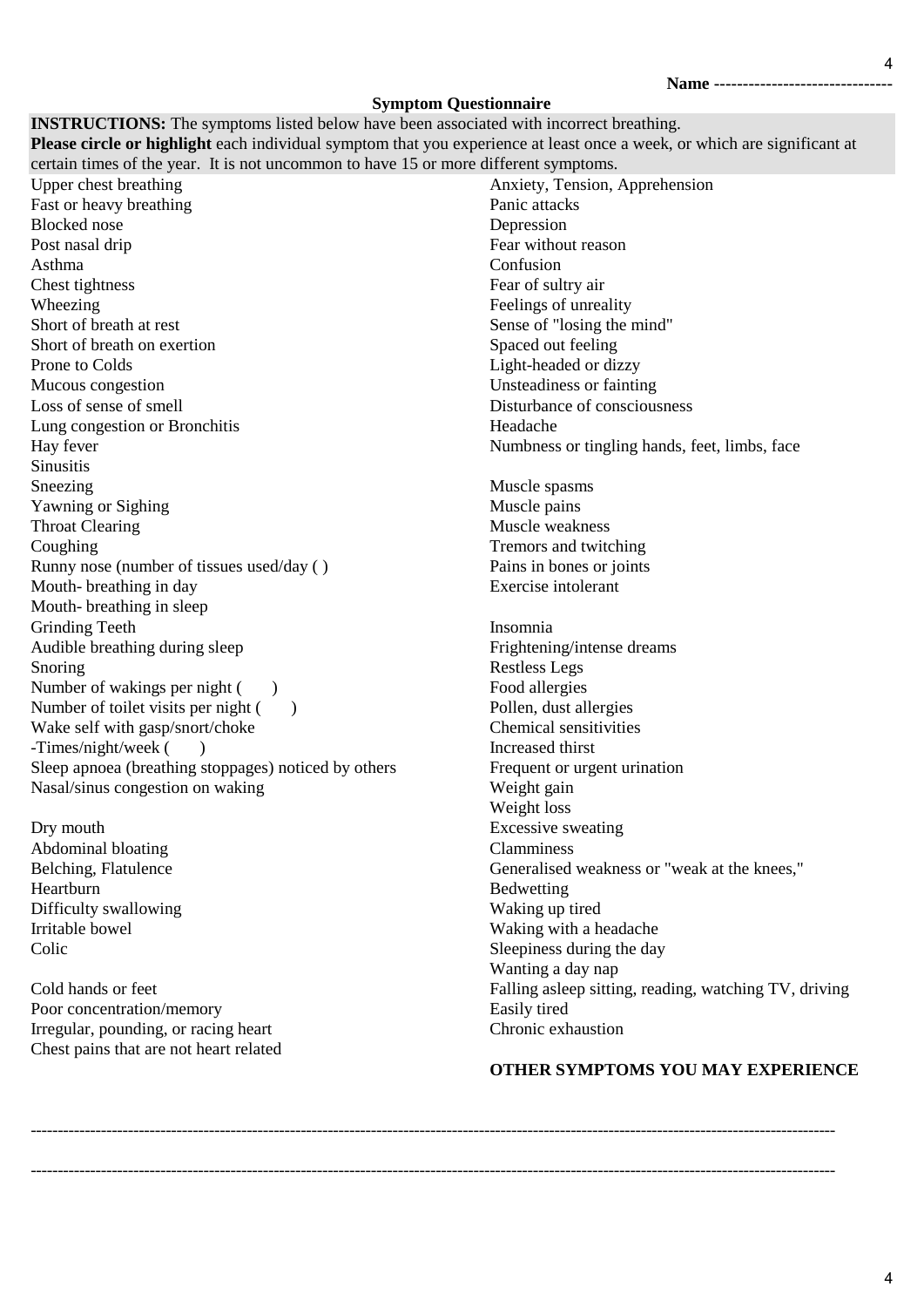Name ------------------------------

## Symptom Questionnaire

**INSTRUCTIONS:** The symptoms listed below have been associated with incorrect breathing.
**Please circle or highlight** each individual symptom that you experience at least once a week, or which are significant at certain times of the year. It is not uncommon to have 15 or more different symptoms.

Upper chest breathing
Fast or heavy breathing
Blocked nose
Post nasal drip
Asthma
Chest tightness
Wheezing
Short of breath at rest
Short of breath on exertion
Prone to Colds
Mucous congestion
Loss of sense of smell
Lung congestion or Bronchitis
Hay fever
Sinusitis
Sneezing
Yawning or Sighing
Throat Clearing
Coughing
Runny nose (number of tissues used/day ( )
Mouth- breathing in day
Mouth- breathing in sleep
Grinding Teeth
Audible breathing during sleep
Snoring
Number of wakings per night (    )
Number of toilet visits per night (    )
Wake self with gasp/snort/choke
-Times/night/week (    )
Sleep apnoea (breathing stoppages) noticed by others
Nasal/sinus congestion on waking

Dry mouth
Abdominal bloating
Belching, Flatulence
Heartburn
Difficulty swallowing
Irritable bowel
Colic

Cold hands or feet
Poor concentration/memory
Irregular, pounding, or racing heart
Chest pains that are not heart related

Anxiety, Tension, Apprehension
Panic attacks
Depression
Fear without reason
Confusion
Fear of sultry air
Feelings of unreality
Sense of "losing the mind"
Spaced out feeling
Light-headed or dizzy
Unsteadiness or fainting
Disturbance of consciousness
Headache
Numbness or tingling hands, feet, limbs, face

Muscle spasms
Muscle pains
Muscle weakness
Tremors and twitching
Pains in bones or joints
Exercise intolerant

Insomnia
Frightening/intense dreams
Restless Legs
Food allergies
Pollen, dust allergies
Chemical sensitivities
Increased thirst
Frequent or urgent urination
Weight gain
Weight loss
Excessive sweating
Clamminess
Generalised weakness or "weak at the knees,"
Bedwetting
Waking up tired
Waking with a headache
Sleepiness during the day
Wanting a day nap
Falling asleep sitting, reading, watching TV, driving
Easily tired
Chronic exhaustion

**OTHER SYMPTOMS YOU MAY EXPERIENCE**

----------------------------------------------------------------------------------------------------------------------------------------------

----------------------------------------------------------------------------------------------------------------------------------------------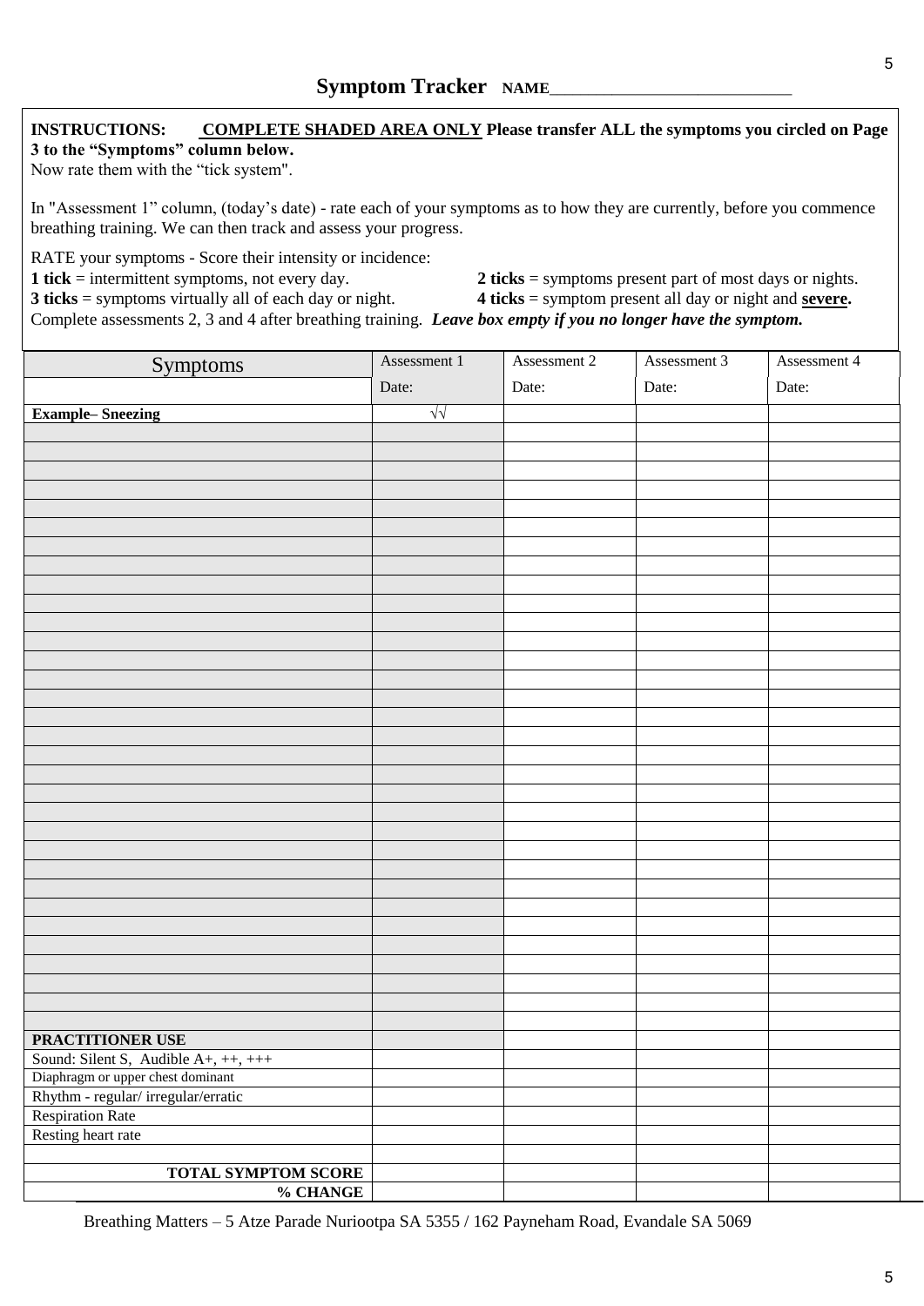# Symptom Tracker NAME___________________________

**INSTRUCTIONS:** **<u>COMPLETE SHADED AREA ONLY</u> Please transfer ALL the symptoms you circled on Page 3 to the "Symptoms" column below.**
Now rate them with the "tick system".

In "Assessment 1" column, (today's date) - rate each of your symptoms as to how they are currently, before you commence breathing training. We can then track and assess your progress.

RATE your symptoms - Score their intensity or incidence:
**1 tick** = intermittent symptoms, not every day.
**2 ticks** = symptoms present part of most days or nights.
**3 ticks** = symptoms virtually all of each day or night.
**4 ticks** = symptom present all day or night and **<u>severe</u>.**
Complete assessments 2, 3 and 4 after breathing training. ***Leave box empty if you no longer have the symptom.***

| Symptoms | Assessment 1 | Assessment 2 | Assessment 3 | Assessment 4 |
|---|---|---|---|---|
| | Date: | Date: | Date: | Date: |
| **Example– Sneezing** | √√ | | | |
| | | | | |
| | | | | |
| | | | | |
| | | | | |
| | | | | |
| | | | | |
| | | | | |
| | | | | |
| | | | | |
| | | | | |
| | | | | |
| | | | | |
| | | | | |
| | | | | |
| | | | | |
| | | | | |
| | | | | |
| | | | | |
| | | | | |
| | | | | |
| | | | | |
| | | | | |
| | | | | |
| | | | | |
| | | | | |
| | | | | |
| | | | | |
| | | | | |
| | | | | |
| | | | | |
| | | | | |
| | | | | |
| **PRACTITIONER USE** | | | | |
| Sound: Silent S, Audible A+, ++, +++ | | | | |
| Diaphragm or upper chest dominant | | | | |
| Rhythm - regular/ irregular/erratic | | | | |
| Respiration Rate | | | | |
| Resting heart rate | | | | |
| | | | | |
| **TOTAL SYMPTOM SCORE** | | | | |
| **% CHANGE** | | | | |

Breathing Matters – 5 Atze Parade Nuriootpa SA 5355 / 162 Payneham Road, Evandale SA 5069